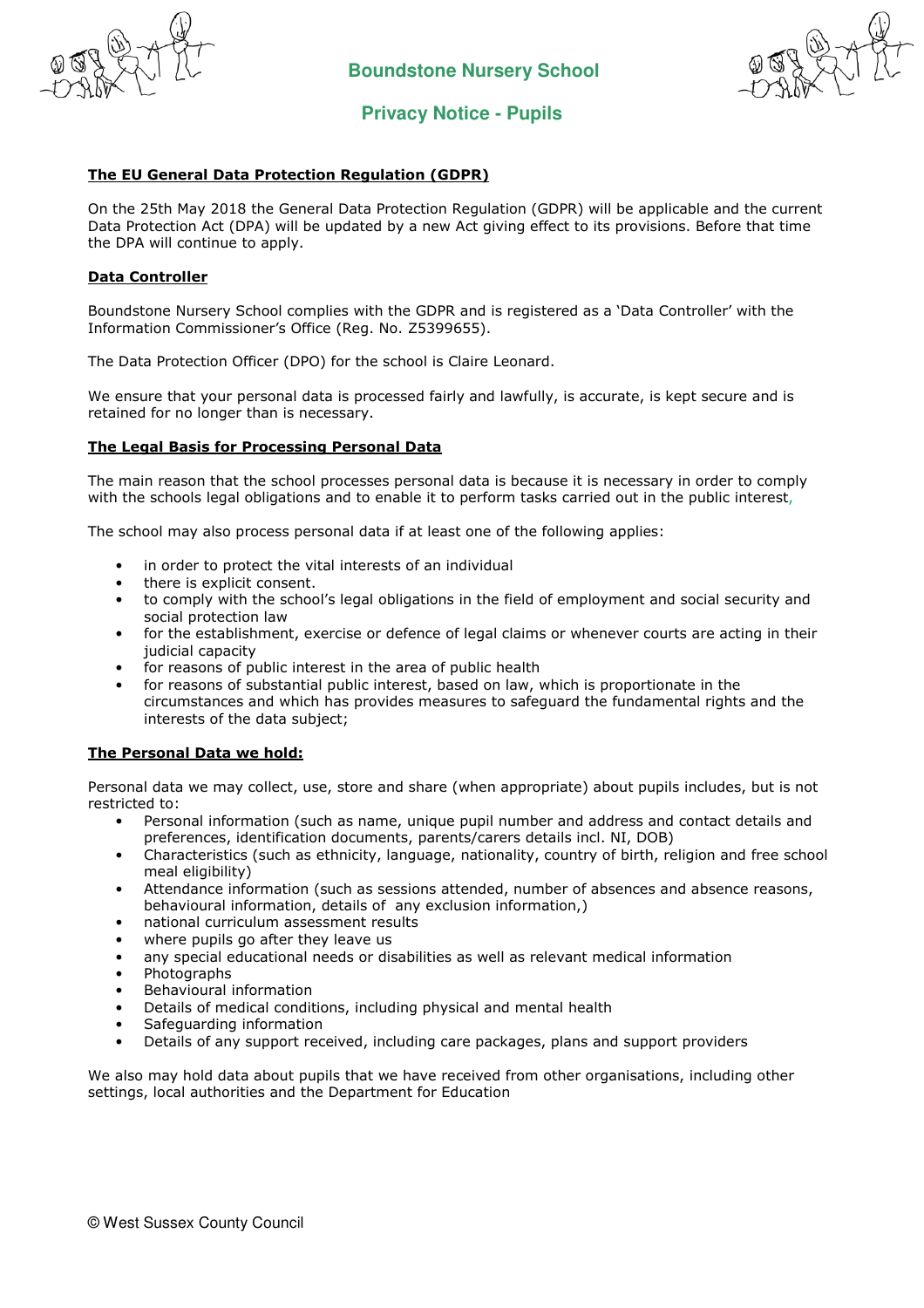# Boundstone Nursery School

## Privacy Notice - Pupils

**The EU General Data Protection Regulation (GDPR)**

On the 25th May 2018 the General Data Protection Regulation (GDPR) will be applicable and the current Data Protection Act (DPA) will be updated by a new Act giving effect to its provisions. Before that time the DPA will continue to apply.

**Data Controller**

Boundstone Nursery School complies with the GDPR and is registered as a 'Data Controller' with the Information Commissioner's Office (Reg. No. Z5399655).

The Data Protection Officer (DPO) for the school is Claire Leonard.

We ensure that your personal data is processed fairly and lawfully, is accurate, is kept secure and is retained for no longer than is necessary.

**The Legal Basis for Processing Personal Data**

The main reason that the school processes personal data is because it is necessary in order to comply with the schools legal obligations and to enable it to perform tasks carried out in the public interest,

The school may also process personal data if at least one of the following applies:

- in order to protect the vital interests of an individual
- there is explicit consent.
- to comply with the school's legal obligations in the field of employment and social security and social protection law
- for the establishment, exercise or defence of legal claims or whenever courts are acting in their judicial capacity
- for reasons of public interest in the area of public health
- for reasons of substantial public interest, based on law, which is proportionate in the circumstances and which has provides measures to safeguard the fundamental rights and the interests of the data subject;

**The Personal Data we hold:**

Personal data we may collect, use, store and share (when appropriate) about pupils includes, but is not restricted to:

- Personal information (such as name, unique pupil number and address and contact details and preferences, identification documents, parents/carers details incl. NI, DOB)
- Characteristics (such as ethnicity, language, nationality, country of birth, religion and free school meal eligibility)
- Attendance information (such as sessions attended, number of absences and absence reasons, behavioural information, details of any exclusion information,)
- national curriculum assessment results
- where pupils go after they leave us
- any special educational needs or disabilities as well as relevant medical information
- Photographs
- Behavioural information
- Details of medical conditions, including physical and mental health
- Safeguarding information
- Details of any support received, including care packages, plans and support providers

We also may hold data about pupils that we have received from other organisations, including other settings, local authorities and the Department for Education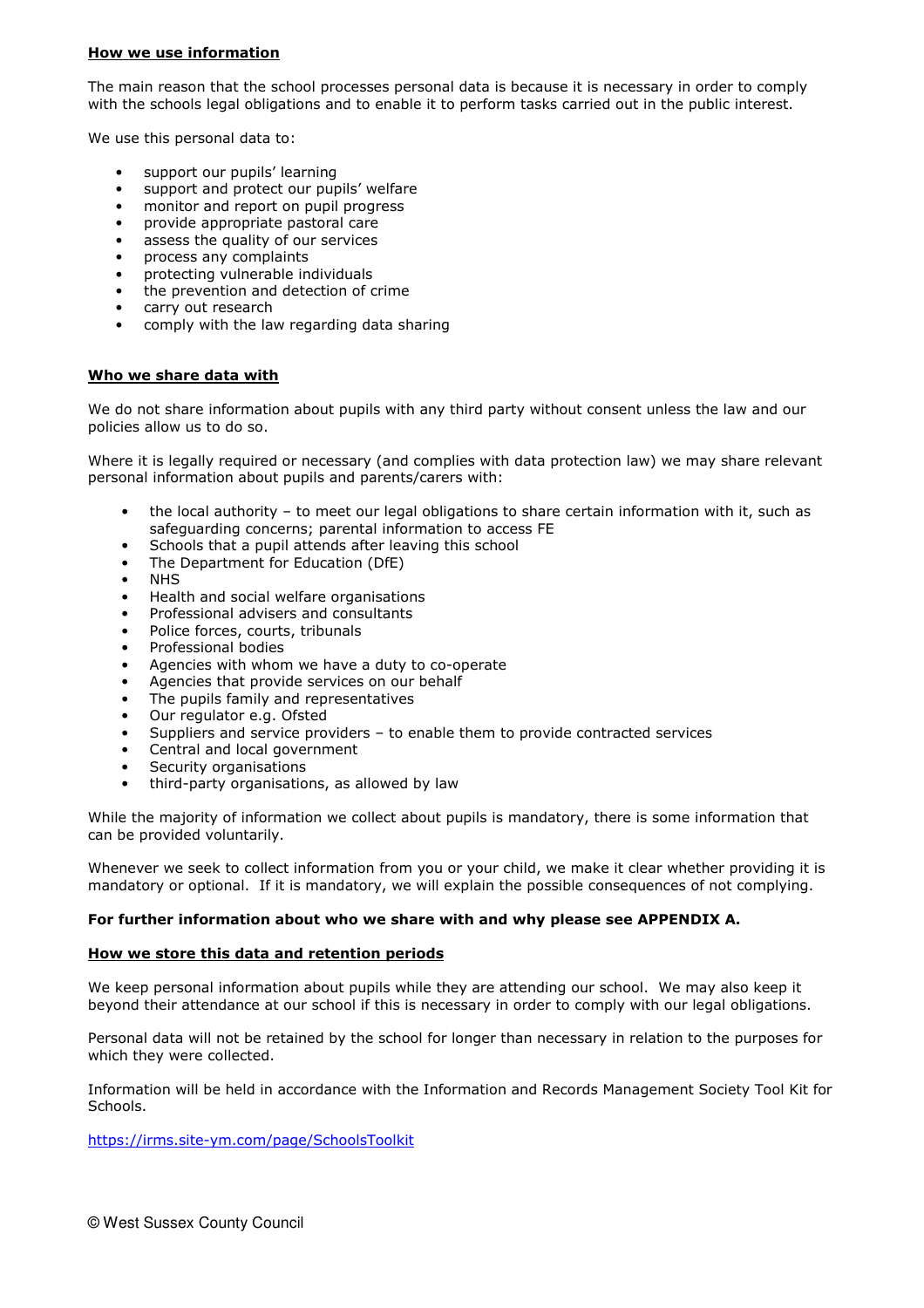**How we use information**

The main reason that the school processes personal data is because it is necessary in order to comply with the schools legal obligations and to enable it to perform tasks carried out in the public interest.

We use this personal data to:

- support our pupils' learning
- support and protect our pupils' welfare
- monitor and report on pupil progress
- provide appropriate pastoral care
- assess the quality of our services
- process any complaints
- protecting vulnerable individuals
- the prevention and detection of crime
- carry out research
- comply with the law regarding data sharing

**Who we share data with**

We do not share information about pupils with any third party without consent unless the law and our policies allow us to do so.

Where it is legally required or necessary (and complies with data protection law) we may share relevant personal information about pupils and parents/carers with:

- the local authority – to meet our legal obligations to share certain information with it, such as safeguarding concerns; parental information to access FE
- Schools that a pupil attends after leaving this school
- The Department for Education (DfE)
- NHS
- Health and social welfare organisations
- Professional advisers and consultants
- Police forces, courts, tribunals
- Professional bodies
- Agencies with whom we have a duty to co-operate
- Agencies that provide services on our behalf
- The pupils family and representatives
- Our regulator e.g. Ofsted
- Suppliers and service providers – to enable them to provide contracted services
- Central and local government
- Security organisations
- third-party organisations, as allowed by law

While the majority of information we collect about pupils is mandatory, there is some information that can be provided voluntarily.

Whenever we seek to collect information from you or your child, we make it clear whether providing it is mandatory or optional. If it is mandatory, we will explain the possible consequences of not complying.

**For further information about who we share with and why please see APPENDIX A.**

**How we store this data and retention periods**

We keep personal information about pupils while they are attending our school. We may also keep it beyond their attendance at our school if this is necessary in order to comply with our legal obligations.

Personal data will not be retained by the school for longer than necessary in relation to the purposes for which they were collected.

Information will be held in accordance with the Information and Records Management Society Tool Kit for Schools.

https://irms.site-ym.com/page/SchoolsToolkit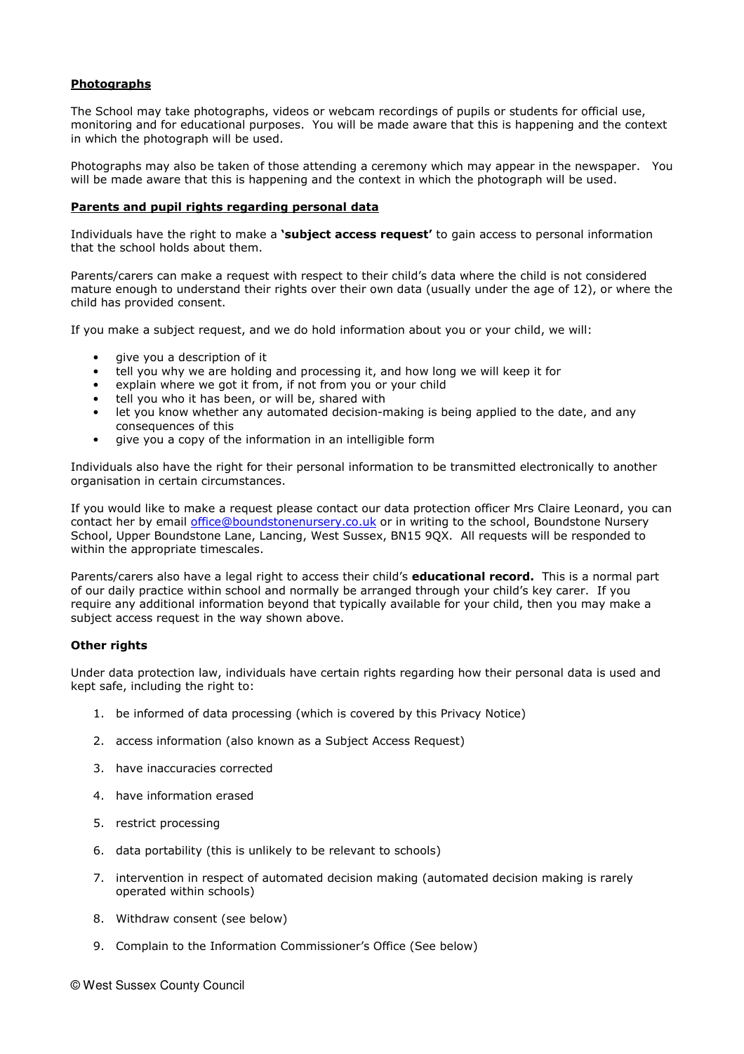**Photographs**

The School may take photographs, videos or webcam recordings of pupils or students for official use, monitoring and for educational purposes. You will be made aware that this is happening and the context in which the photograph will be used.

Photographs may also be taken of those attending a ceremony which may appear in the newspaper. You will be made aware that this is happening and the context in which the photograph will be used.

**Parents and pupil rights regarding personal data**

Individuals have the right to make a **'subject access request'** to gain access to personal information that the school holds about them.

Parents/carers can make a request with respect to their child's data where the child is not considered mature enough to understand their rights over their own data (usually under the age of 12), or where the child has provided consent.

If you make a subject request, and we do hold information about you or your child, we will:

- give you a description of it
- tell you why we are holding and processing it, and how long we will keep it for
- explain where we got it from, if not from you or your child
- tell you who it has been, or will be, shared with
- let you know whether any automated decision-making is being applied to the date, and any consequences of this
- give you a copy of the information in an intelligible form

Individuals also have the right for their personal information to be transmitted electronically to another organisation in certain circumstances.

If you would like to make a request please contact our data protection officer Mrs Claire Leonard, you can contact her by email office@boundstonenursery.co.uk or in writing to the school, Boundstone Nursery School, Upper Boundstone Lane, Lancing, West Sussex, BN15 9QX. All requests will be responded to within the appropriate timescales.

Parents/carers also have a legal right to access their child's **educational record.** This is a normal part of our daily practice within school and normally be arranged through your child's key carer. If you require any additional information beyond that typically available for your child, then you may make a subject access request in the way shown above.

**Other rights**

Under data protection law, individuals have certain rights regarding how their personal data is used and kept safe, including the right to:

1. be informed of data processing (which is covered by this Privacy Notice)
2. access information (also known as a Subject Access Request)
3. have inaccuracies corrected
4. have information erased
5. restrict processing
6. data portability (this is unlikely to be relevant to schools)
7. intervention in respect of automated decision making (automated decision making is rarely operated within schools)
8. Withdraw consent (see below)
9. Complain to the Information Commissioner's Office (See below)

© West Sussex County Council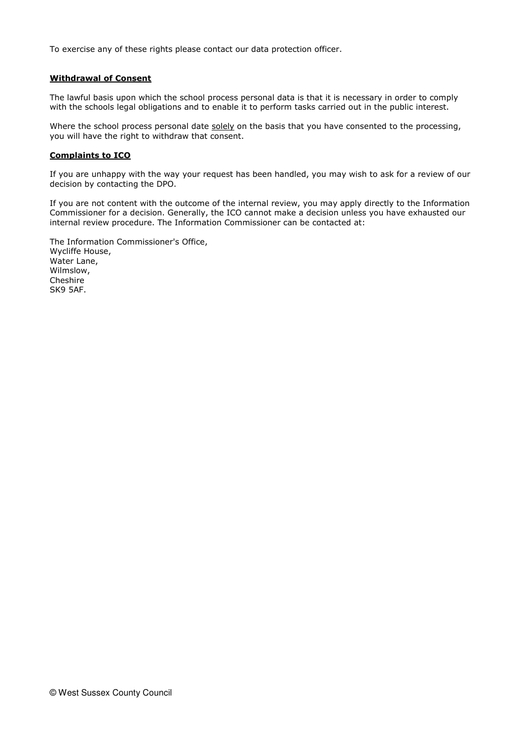To exercise any of these rights please contact our data protection officer.

**Withdrawal of Consent**

The lawful basis upon which the school process personal data is that it is necessary in order to comply with the schools legal obligations and to enable it to perform tasks carried out in the public interest.

Where the school process personal date solely on the basis that you have consented to the processing, you will have the right to withdraw that consent.

**Complaints to ICO**

If you are unhappy with the way your request has been handled, you may wish to ask for a review of our decision by contacting the DPO.

If you are not content with the outcome of the internal review, you may apply directly to the Information Commissioner for a decision. Generally, the ICO cannot make a decision unless you have exhausted our internal review procedure. The Information Commissioner can be contacted at:

The Information Commissioner's Office,
Wycliffe House,
Water Lane,
Wilmslow,
Cheshire
SK9 5AF.

© West Sussex County Council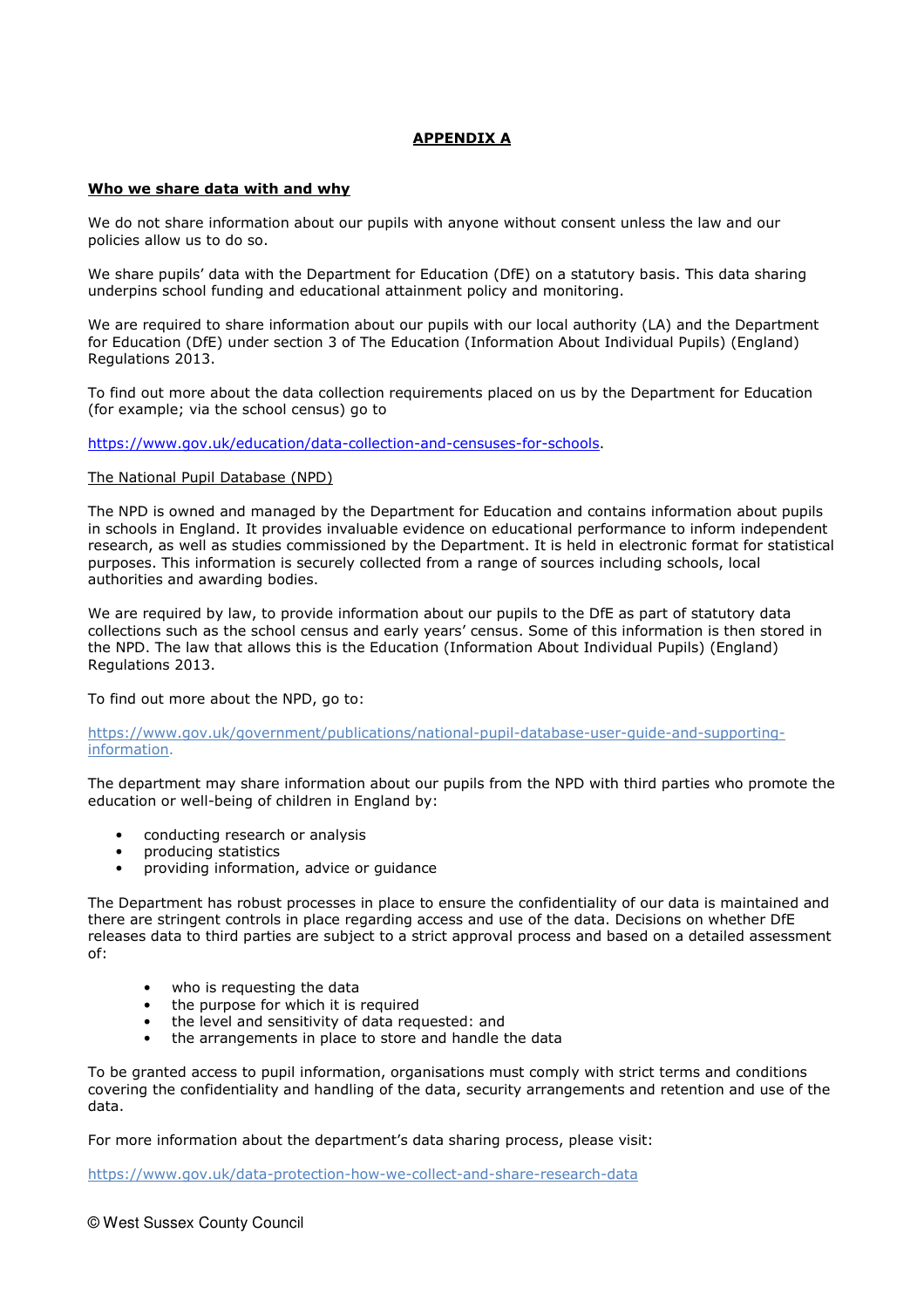# APPENDIX A

## Who we share data with and why

We do not share information about our pupils with anyone without consent unless the law and our policies allow us to do so.

We share pupils' data with the Department for Education (DfE) on a statutory basis. This data sharing underpins school funding and educational attainment policy and monitoring.

We are required to share information about our pupils with our local authority (LA) and the Department for Education (DfE) under section 3 of The Education (Information About Individual Pupils) (England) Regulations 2013.

To find out more about the data collection requirements placed on us by the Department for Education (for example; via the school census) go to

https://www.gov.uk/education/data-collection-and-censuses-for-schools.

### The National Pupil Database (NPD)

The NPD is owned and managed by the Department for Education and contains information about pupils in schools in England. It provides invaluable evidence on educational performance to inform independent research, as well as studies commissioned by the Department. It is held in electronic format for statistical purposes. This information is securely collected from a range of sources including schools, local authorities and awarding bodies.

We are required by law, to provide information about our pupils to the DfE as part of statutory data collections such as the school census and early years' census. Some of this information is then stored in the NPD. The law that allows this is the Education (Information About Individual Pupils) (England) Regulations 2013.

To find out more about the NPD, go to:

https://www.gov.uk/government/publications/national-pupil-database-user-guide-and-supporting-information.

The department may share information about our pupils from the NPD with third parties who promote the education or well-being of children in England by:

- conducting research or analysis
- producing statistics
- providing information, advice or guidance

The Department has robust processes in place to ensure the confidentiality of our data is maintained and there are stringent controls in place regarding access and use of the data. Decisions on whether DfE releases data to third parties are subject to a strict approval process and based on a detailed assessment of:

- who is requesting the data
- the purpose for which it is required
- the level and sensitivity of data requested: and
- the arrangements in place to store and handle the data

To be granted access to pupil information, organisations must comply with strict terms and conditions covering the confidentiality and handling of the data, security arrangements and retention and use of the data.

For more information about the department's data sharing process, please visit:

https://www.gov.uk/data-protection-how-we-collect-and-share-research-data

© West Sussex County Council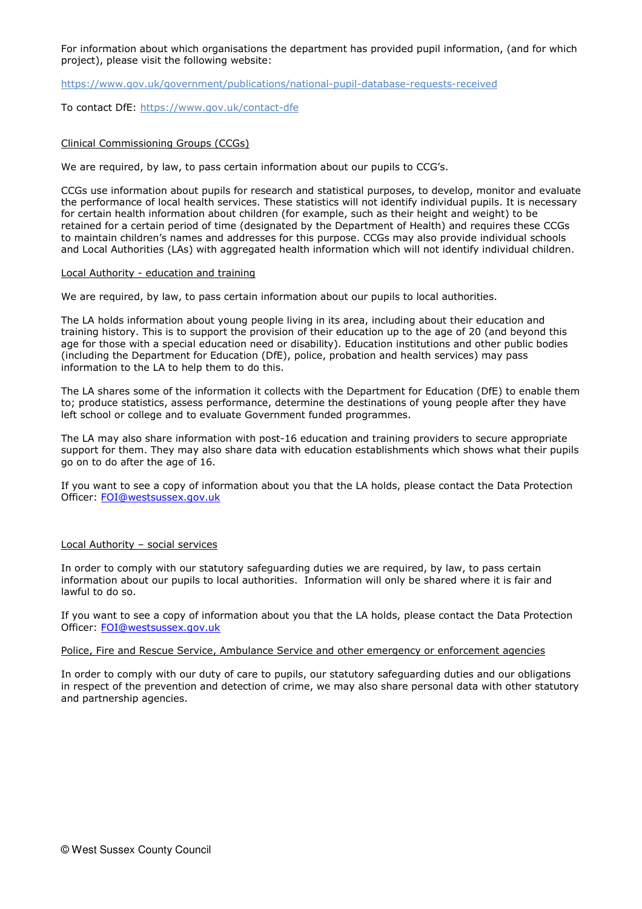For information about which organisations the department has provided pupil information, (and for which project), please visit the following website:

https://www.gov.uk/government/publications/national-pupil-database-requests-received

To contact DfE: https://www.gov.uk/contact-dfe

Clinical Commissioning Groups (CCGs)

We are required, by law, to pass certain information about our pupils to CCG's.

CCGs use information about pupils for research and statistical purposes, to develop, monitor and evaluate the performance of local health services. These statistics will not identify individual pupils. It is necessary for certain health information about children (for example, such as their height and weight) to be retained for a certain period of time (designated by the Department of Health) and requires these CCGs to maintain children's names and addresses for this purpose. CCGs may also provide individual schools and Local Authorities (LAs) with aggregated health information which will not identify individual children.

Local Authority - education and training

We are required, by law, to pass certain information about our pupils to local authorities.

The LA holds information about young people living in its area, including about their education and training history. This is to support the provision of their education up to the age of 20 (and beyond this age for those with a special education need or disability). Education institutions and other public bodies (including the Department for Education (DfE), police, probation and health services) may pass information to the LA to help them to do this.

The LA shares some of the information it collects with the Department for Education (DfE) to enable them to; produce statistics, assess performance, determine the destinations of young people after they have left school or college and to evaluate Government funded programmes.

The LA may also share information with post-16 education and training providers to secure appropriate support for them. They may also share data with education establishments which shows what their pupils go on to do after the age of 16.

If you want to see a copy of information about you that the LA holds, please contact the Data Protection Officer: FOI@westsussex.gov.uk

Local Authority – social services

In order to comply with our statutory safeguarding duties we are required, by law, to pass certain information about our pupils to local authorities. Information will only be shared where it is fair and lawful to do so.

If you want to see a copy of information about you that the LA holds, please contact the Data Protection Officer: FOI@westsussex.gov.uk

Police, Fire and Rescue Service, Ambulance Service and other emergency or enforcement agencies

In order to comply with our duty of care to pupils, our statutory safeguarding duties and our obligations in respect of the prevention and detection of crime, we may also share personal data with other statutory and partnership agencies.

© West Sussex County Council